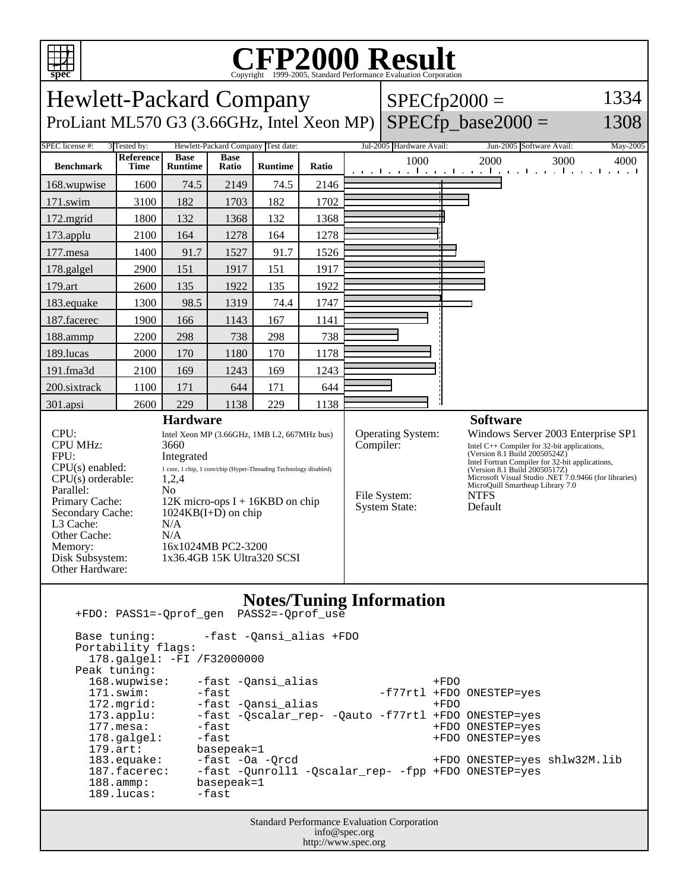# CFP2000 Result

Copyright 1999-2005, Standard Performance Evaluation Corporation

## Hewlett-Packard Company

ProLiant ML570 G3 (3.66GHz, Intel Xeon MP)

SPECfp2000 = 1334

SPECfp_base2000 = 1308

| SPEC license #: | 3 | Tested by: | Hewlett-Packard Company | Test date: | Jul-2005 | Hardware Avail: | Jun-2005 | Software Avail: | May-2005 |
|---|---|---|---|---|---|---|---|---|---|

| Benchmark | Reference Time | Base Runtime | Base Ratio | Runtime | Ratio |
|---|---|---|---|---|---|
| 168.wupwise | 1600 | 74.5 | 2149 | 74.5 | 2146 |
| 171.swim | 3100 | 182 | 1703 | 182 | 1702 |
| 172.mgrid | 1800 | 132 | 1368 | 132 | 1368 |
| 173.applu | 2100 | 164 | 1278 | 164 | 1278 |
| 177.mesa | 1400 | 91.7 | 1527 | 91.7 | 1526 |
| 178.galgel | 2900 | 151 | 1917 | 151 | 1917 |
| 179.art | 2600 | 135 | 1922 | 135 | 1922 |
| 183.equake | 1300 | 98.5 | 1319 | 74.4 | 1747 |
| 187.facerec | 1900 | 166 | 1143 | 167 | 1141 |
| 188.ammp | 2200 | 298 | 738 | 298 | 738 |
| 189.lucas | 2000 | 170 | 1180 | 170 | 1178 |
| 191.fma3d | 2100 | 169 | 1243 | 169 | 1243 |
| 200.sixtrack | 1100 | 171 | 644 | 171 | 644 |
| 301.apsi | 2600 | 229 | 1138 | 229 | 1138 |

### Hardware

| | |
|---|---|
| CPU: | Intel Xeon MP (3.66GHz, 1MB L2, 667MHz bus) |
| CPU MHz: | 3660 |
| FPU: | Integrated |
| CPU(s) enabled: | 1 core, 1 chip, 1 core/chip (Hyper-Threading Technology disabled) |
| CPU(s) orderable: | 1,2,4 |
| Parallel: | No |
| Primary Cache: | 12K micro-ops I + 16KBD on chip |
| Secondary Cache: | 1024KB(I+D) on chip |
| L3 Cache: | N/A |
| Other Cache: | N/A |
| Memory: | 16x1024MB PC2-3200 |
| Disk Subsystem: | 1x36.4GB 15K Ultra320 SCSI |
| Other Hardware: | |

### Software

| | |
|---|---|
| Operating System: | Windows Server 2003 Enterprise SP1 |
| Compiler: | Intel C++ Compiler for 32-bit applications, (Version 8.1 Build 20050524Z) Intel Fortran Compiler for 32-bit applications, (Version 8.1 Build 20050517Z) Microsoft Visual Studio .NET 7.0.9466 (for libraries) MicroQuill Smartheap Library 7.0 |
| File System: | NTFS |
| System State: | Default |

### Notes/Tuning Information

```
+FDO: PASS1=-Qprof_gen  PASS2=-Qprof_use

Base tuning:       -fast -Qansi_alias +FDO
Portability flags:
  178.galgel: -FI /F32000000
Peak tuning:
  168.wupwise:    -fast -Qansi_alias                +FDO
  171.swim:       -fast                     -f77rtl +FDO ONESTEP=yes
  172.mgrid:      -fast -Qansi_alias                +FDO
  173.applu:      -fast -Qscalar_rep- -Qauto -f77rtl +FDO ONESTEP=yes
  177.mesa:       -fast                             +FDO ONESTEP=yes
  178.galgel:     -fast                             +FDO ONESTEP=yes
  179.art:        basepeak=1
  183.equake:     -fast -Oa -Qrcd                   +FDO ONESTEP=yes shlw32M.lib
  187.facerec:    -fast -Qunroll1 -Qscalar_rep- -fpp +FDO ONESTEP=yes
  188.ammp:       basepeak=1
  189.lucas:      -fast
```

Standard Performance Evaluation Corporation
info@spec.org
http://www.spec.org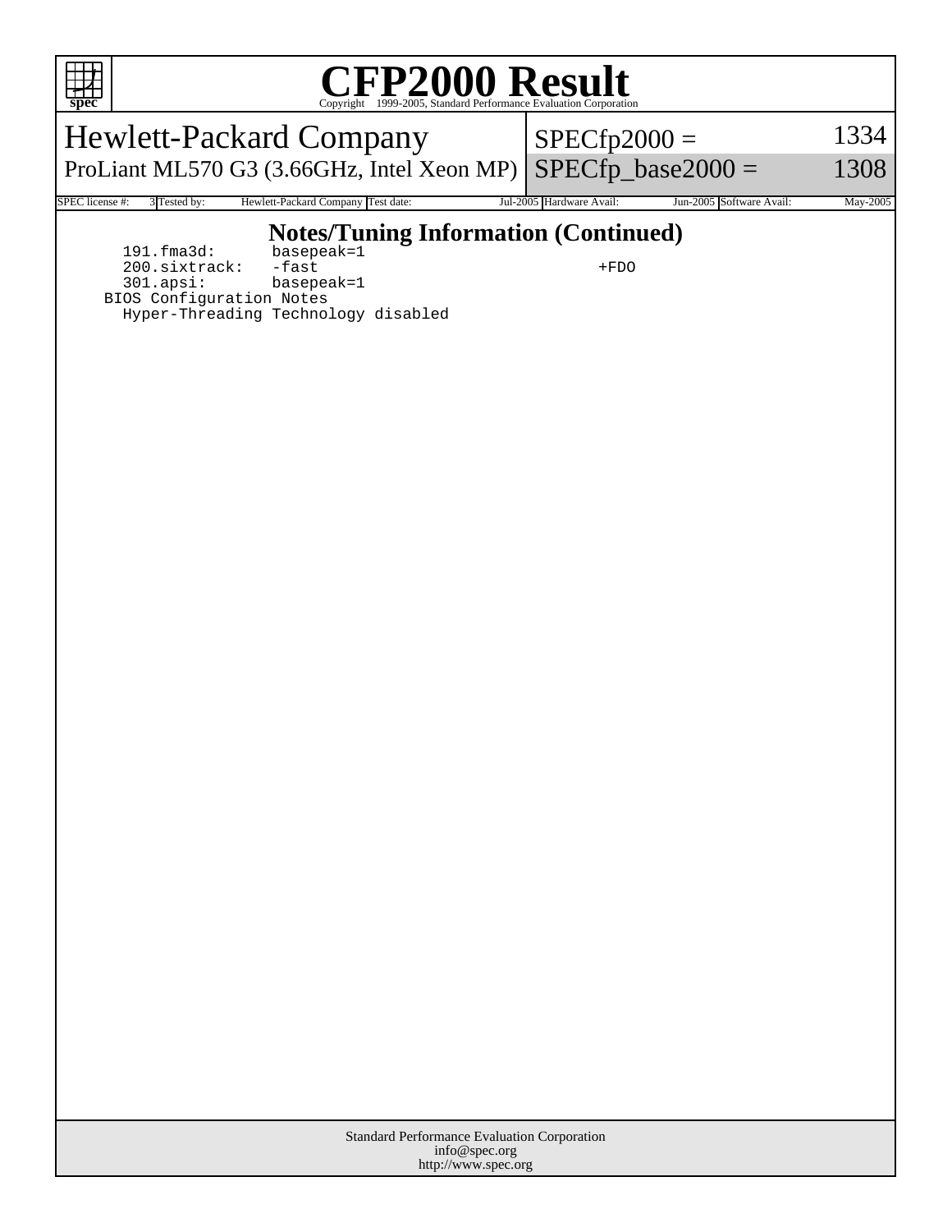# CFP2000 Result

Copyright 1999-2005, Standard Performance Evaluation Corporation

## Hewlett-Packard Company

ProLiant ML570 G3 (3.66GHz, Intel Xeon MP)

SPECfp2000 = 1334

SPECfp_base2000 = 1308

| SPEC license #: | 3 | Tested by: | Hewlett-Packard Company | Test date: | Jul-2005 | Hardware Avail: | Jun-2005 | Software Avail: | May-2005 |
|---|---|---|---|---|---|---|---|---|---|

### Notes/Tuning Information (Continued)

```
     191.fma3d:      basepeak=1
     200.sixtrack:   -fast                                   +FDO
     301.apsi:       basepeak=1
   BIOS Configuration Notes
     Hyper-Threading Technology disabled
```

Standard Performance Evaluation Corporation
info@spec.org
http://www.spec.org